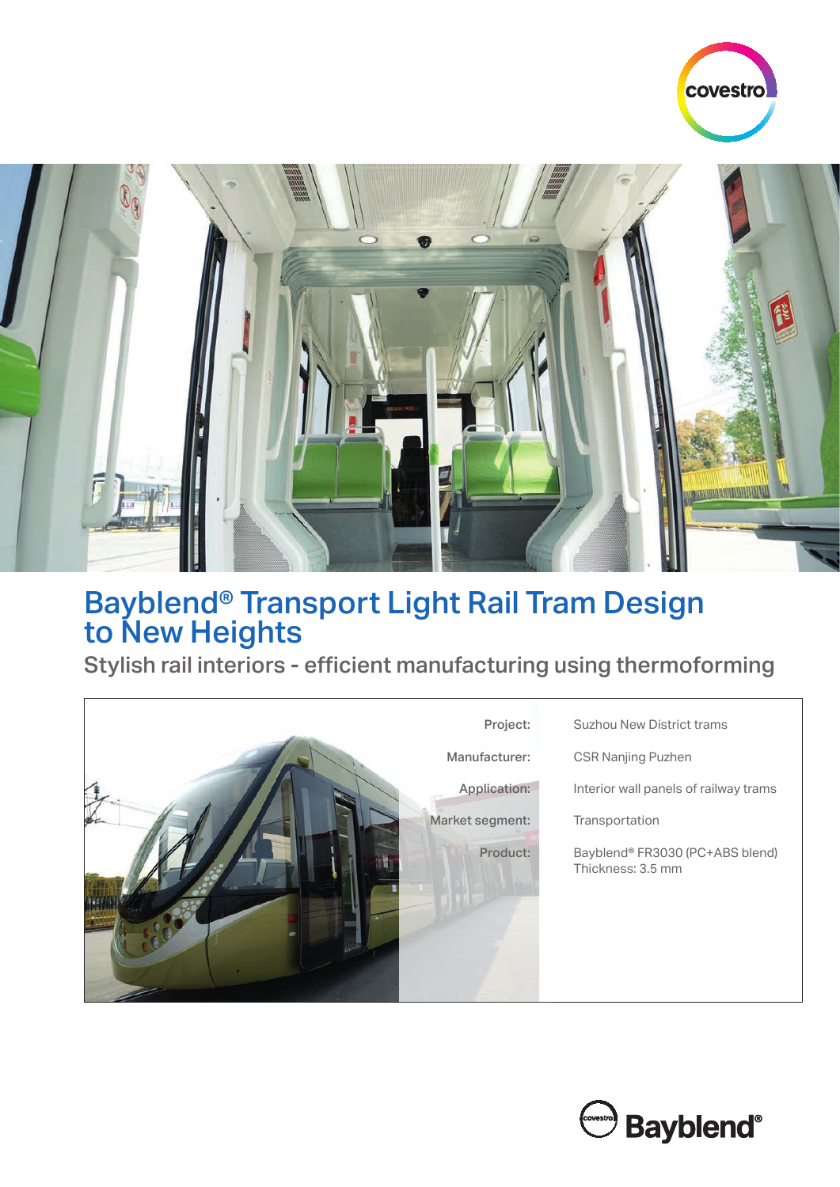# Bayblend® Transport Light Rail Tram Design to New Heights

## Stylish rail interiors - efficient manufacturing using thermoforming

| | |
|---|---|
| Project: | Suzhou New District trams |
| Manufacturer: | CSR Nanjing Puzhen |
| Application: | Interior wall panels of railway trams |
| Market segment: | Transportation |
| Product: | Bayblend® FR3030 (PC+ABS blend)<br>Thickness: 3.5 mm |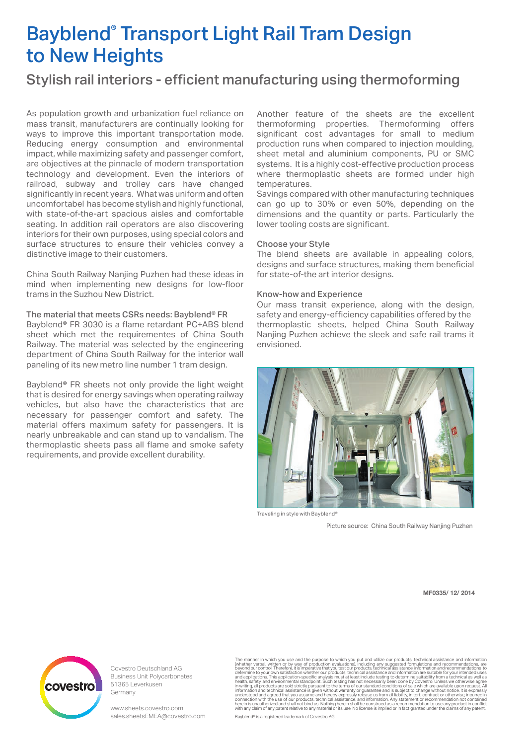# Bayblend® Transport Light Rail Tram Design to New Heights

## Stylish rail interiors - efficient manufacturing using thermoforming

As population growth and urbanization fuel reliance on mass transit, manufacturers are continually looking for ways to improve this important transportation mode. Reducing energy consumption and environmental impact, while maximizing safety and passenger comfort, are objectives at the pinnacle of modern transportation technology and development. Even the interiors of railroad, subway and trolley cars have changed significantly in recent years. What was uniform and often uncomfortabel has become stylish and highly functional, with state-of-the-art spacious aisles and comfortable seating. In addition rail operators are also discovering interiors for their own purposes, using special colors and surface structures to ensure their vehicles convey a distinctive image to their customers.

China South Railway Nanjing Puzhen had these ideas in mind when implementing new designs for low-floor trams in the Suzhou New District.

**The material that meets CSRs needs: Bayblend® FR**

Bayblend® FR 3030 is a flame retardant PC+ABS blend sheet which met the requirementes of China South Railway. The material was selected by the engineering department of China South Railway for the interior wall paneling of its new metro line number 1 tram design.

Bayblend® FR sheets not only provide the light weight that is desired for energy savings when operating railway vehicles, but also have the characteristics that are necessary for passenger comfort and safety. The material offers maximum safety for passengers. It is nearly unbreakable and can stand up to vandalism. The thermoplastic sheets pass all flame and smoke safety requirements, and provide excellent durability.

Another feature of the sheets are the excellent thermoforming properties. Thermoforming offers significant cost advantages for small to medium production runs when compared to injection moulding, sheet metal and aluminium components, PU or SMC systems. It is a highly cost-effective production process where thermoplastic sheets are formed under high temperatures.

Savings compared with other manufacturing techniques can go up to 30% or even 50%, depending on the dimensions and the quantity or parts. Particularly the lower tooling costs are significant.

**Choose your Style**

The blend sheets are available in appealing colors, designs and surface structures, making them beneficial for state-of-the art interior designs.

**Know-how and Experience**

Our mass transit experience, along with the design, safety and energy-efficiency capabilities offered by the thermoplastic sheets, helped China South Railway Nanjing Puzhen achieve the sleek and safe rail trams it envisioned.

Traveling in style with Bayblend®

Picture source: China South Railway Nanjing Puzhen

MF0335/ 12/ 2014

Covestro Deutschland AG
Business Unit Polycarbonates
51365 Leverkusen
Germany

www.sheets.covestro.com
sales.sheetsEMEA@covestro.com

The manner in which you use and the purpose to which you put and utilize our products, technical assistance and information (whether verbal, written or by way of production evaluations), including any suggested formulations and recommendations, are beyond our control. Therefore, it is imperative that you test our products, technical assistance, information and recommendations to determine to your own satisfaction whether our products, technical assistance and information are suitable for your intended uses and applications. This application-specific analysis must at least include testing to determine suitability from a technical as well as health, safety, and environmental standpoint. Such testing has not necessarily been done by Covestro. Unless we otherwise agree in writing, all products are sold strictly pursuant to the terms of our standard conditions of sale which are available upon request. All information and technical assistance is given without warranty or guarantee and is subject to change without notice. It is expressly understood and agreed that you assume and hereby expressly release us from all liability, in tort, contract or otherwise, incurred in connection with the use of our products, technical assistance, and information. Any statement or recommendation not contained herein is unauthorized and shall not bind us. Nothing herein shall be construed as a recommendation to use any product in conflict with any claim of any patent relative to any material or its use. No license is implied or in fact granted under the claims of any patent.

Bayblend® is a registered trademark of Covestro AG